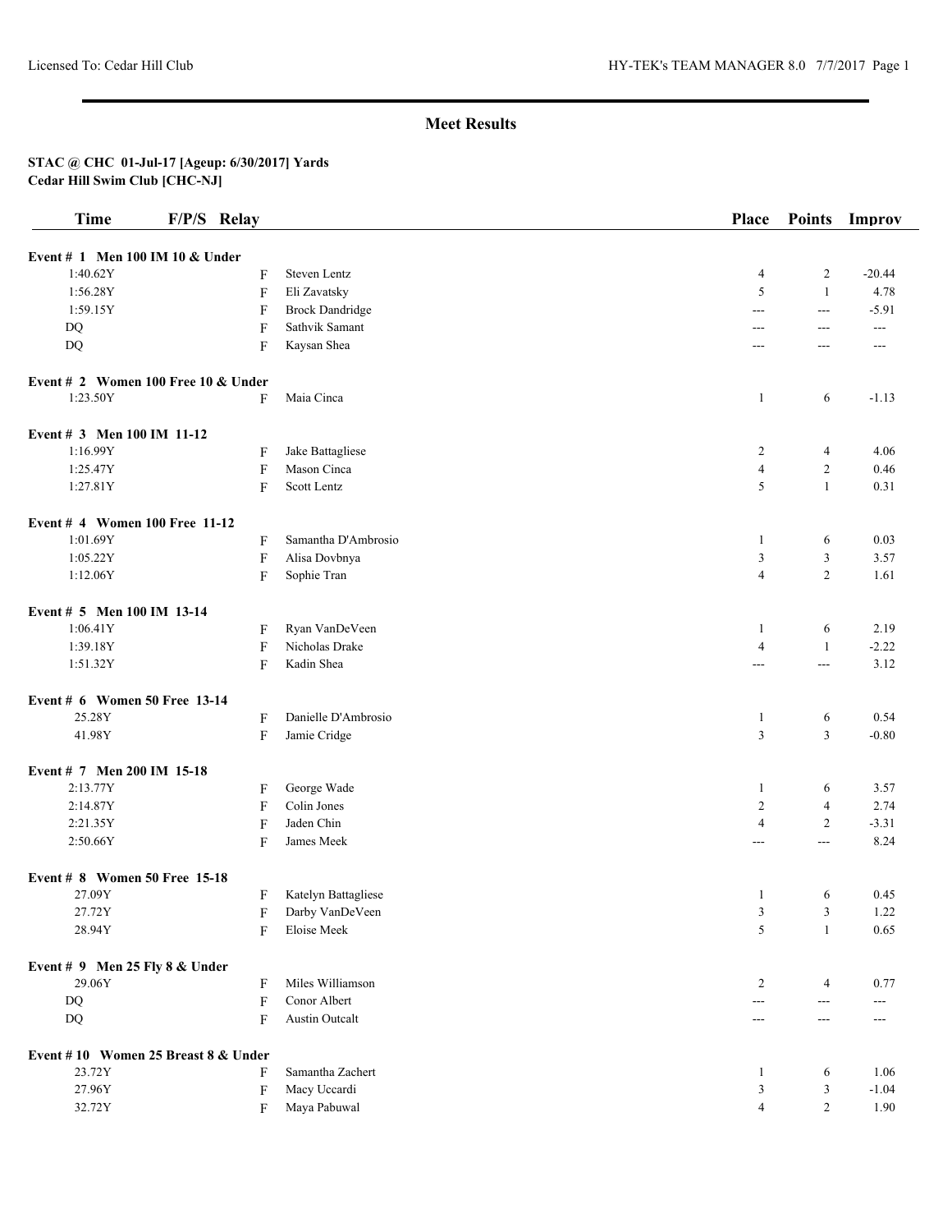## Meet Results

**STAC @ CHC 01-Jul-17 [Ageup: 6/30/2017] Yards**
**Cedar Hill Swim Club [CHC-NJ]**

| Time | F/P/S | Relay | Place | Points | Improv |
|---|---|---|---|---|---|
| **Event # 1 Men 100 IM 10 & Under** | | | | | |
| 1:40.62Y | F | Steven Lentz | 4 | 2 | -20.44 |
| 1:56.28Y | F | Eli Zavatsky | 5 | 1 | 4.78 |
| 1:59.15Y | F | Brock Dandridge | --- | --- | -5.91 |
| DQ | F | Sathvik Samant | --- | --- | --- |
| DQ | F | Kaysan Shea | --- | --- | --- |
| **Event # 2 Women 100 Free 10 & Under** | | | | | |
| 1:23.50Y | F | Maia Cinca | 1 | 6 | -1.13 |
| **Event # 3 Men 100 IM 11-12** | | | | | |
| 1:16.99Y | F | Jake Battagliese | 2 | 4 | 4.06 |
| 1:25.47Y | F | Mason Cinca | 4 | 2 | 0.46 |
| 1:27.81Y | F | Scott Lentz | 5 | 1 | 0.31 |
| **Event # 4 Women 100 Free 11-12** | | | | | |
| 1:01.69Y | F | Samantha D'Ambrosio | 1 | 6 | 0.03 |
| 1:05.22Y | F | Alisa Dovbnya | 3 | 3 | 3.57 |
| 1:12.06Y | F | Sophie Tran | 4 | 2 | 1.61 |
| **Event # 5 Men 100 IM 13-14** | | | | | |
| 1:06.41Y | F | Ryan VanDeVeen | 1 | 6 | 2.19 |
| 1:39.18Y | F | Nicholas Drake | 4 | 1 | -2.22 |
| 1:51.32Y | F | Kadin Shea | --- | --- | 3.12 |
| **Event # 6 Women 50 Free 13-14** | | | | | |
| 25.28Y | F | Danielle D'Ambrosio | 1 | 6 | 0.54 |
| 41.98Y | F | Jamie Cridge | 3 | 3 | -0.80 |
| **Event # 7 Men 200 IM 15-18** | | | | | |
| 2:13.77Y | F | George Wade | 1 | 6 | 3.57 |
| 2:14.87Y | F | Colin Jones | 2 | 4 | 2.74 |
| 2:21.35Y | F | Jaden Chin | 4 | 2 | -3.31 |
| 2:50.66Y | F | James Meek | --- | --- | 8.24 |
| **Event # 8 Women 50 Free 15-18** | | | | | |
| 27.09Y | F | Katelyn Battagliese | 1 | 6 | 0.45 |
| 27.72Y | F | Darby VanDeVeen | 3 | 3 | 1.22 |
| 28.94Y | F | Eloise Meek | 5 | 1 | 0.65 |
| **Event # 9 Men 25 Fly 8 & Under** | | | | | |
| 29.06Y | F | Miles Williamson | 2 | 4 | 0.77 |
| DQ | F | Conor Albert | --- | --- | --- |
| DQ | F | Austin Outcalt | --- | --- | --- |
| **Event # 10 Women 25 Breast 8 & Under** | | | | | |
| 23.72Y | F | Samantha Zachert | 1 | 6 | 1.06 |
| 27.96Y | F | Macy Uccardi | 3 | 3 | -1.04 |
| 32.72Y | F | Maya Pabuwal | 4 | 2 | 1.90 |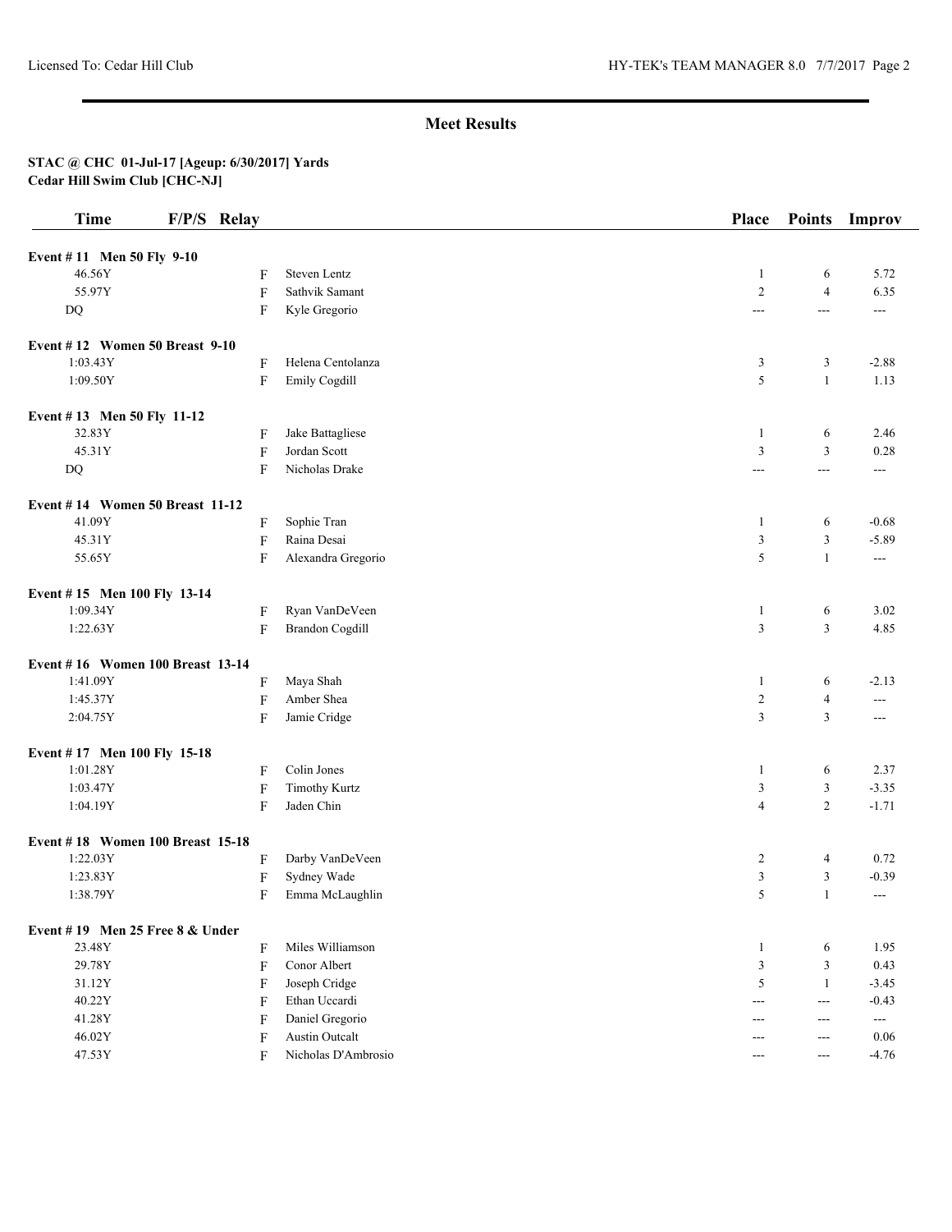## Meet Results

**STAC @ CHC 01-Jul-17 [Ageup: 6/30/2017] Yards**
**Cedar Hill Swim Club [CHC-NJ]**

| Time | F/P/S | Relay | Place | Points | Improv |
|---|---|---|---|---|---|
| **Event # 11 Men 50 Fly 9-10** | | | | | |
| 46.56Y | F | Steven Lentz | 1 | 6 | 5.72 |
| 55.97Y | F | Sathvik Samant | 2 | 4 | 6.35 |
| DQ | F | Kyle Gregorio | --- | --- | --- |
| **Event # 12 Women 50 Breast 9-10** | | | | | |
| 1:03.43Y | F | Helena Centolanza | 3 | 3 | -2.88 |
| 1:09.50Y | F | Emily Cogdill | 5 | 1 | 1.13 |
| **Event # 13 Men 50 Fly 11-12** | | | | | |
| 32.83Y | F | Jake Battagliese | 1 | 6 | 2.46 |
| 45.31Y | F | Jordan Scott | 3 | 3 | 0.28 |
| DQ | F | Nicholas Drake | --- | --- | --- |
| **Event # 14 Women 50 Breast 11-12** | | | | | |
| 41.09Y | F | Sophie Tran | 1 | 6 | -0.68 |
| 45.31Y | F | Raina Desai | 3 | 3 | -5.89 |
| 55.65Y | F | Alexandra Gregorio | 5 | 1 | --- |
| **Event # 15 Men 100 Fly 13-14** | | | | | |
| 1:09.34Y | F | Ryan VanDeVeen | 1 | 6 | 3.02 |
| 1:22.63Y | F | Brandon Cogdill | 3 | 3 | 4.85 |
| **Event # 16 Women 100 Breast 13-14** | | | | | |
| 1:41.09Y | F | Maya Shah | 1 | 6 | -2.13 |
| 1:45.37Y | F | Amber Shea | 2 | 4 | --- |
| 2:04.75Y | F | Jamie Cridge | 3 | 3 | --- |
| **Event # 17 Men 100 Fly 15-18** | | | | | |
| 1:01.28Y | F | Colin Jones | 1 | 6 | 2.37 |
| 1:03.47Y | F | Timothy Kurtz | 3 | 3 | -3.35 |
| 1:04.19Y | F | Jaden Chin | 4 | 2 | -1.71 |
| **Event # 18 Women 100 Breast 15-18** | | | | | |
| 1:22.03Y | F | Darby VanDeVeen | 2 | 4 | 0.72 |
| 1:23.83Y | F | Sydney Wade | 3 | 3 | -0.39 |
| 1:38.79Y | F | Emma McLaughlin | 5 | 1 | --- |
| **Event # 19 Men 25 Free 8 & Under** | | | | | |
| 23.48Y | F | Miles Williamson | 1 | 6 | 1.95 |
| 29.78Y | F | Conor Albert | 3 | 3 | 0.43 |
| 31.12Y | F | Joseph Cridge | 5 | 1 | -3.45 |
| 40.22Y | F | Ethan Uccardi | --- | --- | -0.43 |
| 41.28Y | F | Daniel Gregorio | --- | --- | --- |
| 46.02Y | F | Austin Outcalt | --- | --- | 0.06 |
| 47.53Y | F | Nicholas D'Ambrosio | --- | --- | -4.76 |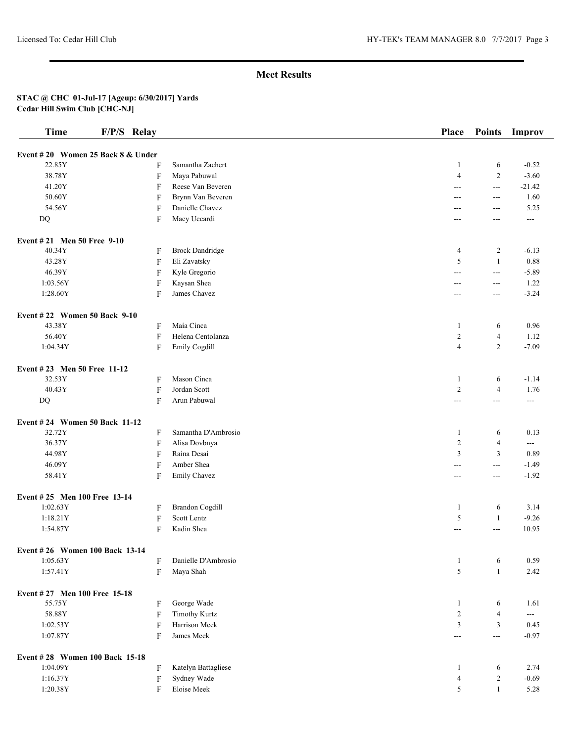## Meet Results

**STAC @ CHC 01-Jul-17 [Ageup: 6/30/2017] Yards**
**Cedar Hill Swim Club [CHC-NJ]**

| Time | F/P/S | Relay | Place | Points | Improv |
|---|---|---|---|---|---|
| **Event # 20 Women 25 Back 8 & Under** | | | | | |
| 22.85Y | F | Samantha Zachert | 1 | 6 | -0.52 |
| 38.78Y | F | Maya Pabuwal | 4 | 2 | -3.60 |
| 41.20Y | F | Reese Van Beveren | --- | --- | -21.42 |
| 50.60Y | F | Brynn Van Beveren | --- | --- | 1.60 |
| 54.56Y | F | Danielle Chavez | --- | --- | 5.25 |
| DQ | F | Macy Uccardi | --- | --- | --- |
| **Event # 21 Men 50 Free 9-10** | | | | | |
| 40.34Y | F | Brock Dandridge | 4 | 2 | -6.13 |
| 43.28Y | F | Eli Zavatsky | 5 | 1 | 0.88 |
| 46.39Y | F | Kyle Gregorio | --- | --- | -5.89 |
| 1:03.56Y | F | Kaysan Shea | --- | --- | 1.22 |
| 1:28.60Y | F | James Chavez | --- | --- | -3.24 |
| **Event # 22 Women 50 Back 9-10** | | | | | |
| 43.38Y | F | Maia Cinca | 1 | 6 | 0.96 |
| 56.40Y | F | Helena Centolanza | 2 | 4 | 1.12 |
| 1:04.34Y | F | Emily Cogdill | 4 | 2 | -7.09 |
| **Event # 23 Men 50 Free 11-12** | | | | | |
| 32.53Y | F | Mason Cinca | 1 | 6 | -1.14 |
| 40.43Y | F | Jordan Scott | 2 | 4 | 1.76 |
| DQ | F | Arun Pabuwal | --- | --- | --- |
| **Event # 24 Women 50 Back 11-12** | | | | | |
| 32.72Y | F | Samantha D'Ambrosio | 1 | 6 | 0.13 |
| 36.37Y | F | Alisa Dovbnya | 2 | 4 | --- |
| 44.98Y | F | Raina Desai | 3 | 3 | 0.89 |
| 46.09Y | F | Amber Shea | --- | --- | -1.49 |
| 58.41Y | F | Emily Chavez | --- | --- | -1.92 |
| **Event # 25 Men 100 Free 13-14** | | | | | |
| 1:02.63Y | F | Brandon Cogdill | 1 | 6 | 3.14 |
| 1:18.21Y | F | Scott Lentz | 5 | 1 | -9.26 |
| 1:54.87Y | F | Kadin Shea | --- | --- | 10.95 |
| **Event # 26 Women 100 Back 13-14** | | | | | |
| 1:05.63Y | F | Danielle D'Ambrosio | 1 | 6 | 0.59 |
| 1:57.41Y | F | Maya Shah | 5 | 1 | 2.42 |
| **Event # 27 Men 100 Free 15-18** | | | | | |
| 55.75Y | F | George Wade | 1 | 6 | 1.61 |
| 58.88Y | F | Timothy Kurtz | 2 | 4 | --- |
| 1:02.53Y | F | Harrison Meek | 3 | 3 | 0.45 |
| 1:07.87Y | F | James Meek | --- | --- | -0.97 |
| **Event # 28 Women 100 Back 15-18** | | | | | |
| 1:04.09Y | F | Katelyn Battagliese | 1 | 6 | 2.74 |
| 1:16.37Y | F | Sydney Wade | 4 | 2 | -0.69 |
| 1:20.38Y | F | Eloise Meek | 5 | 1 | 5.28 |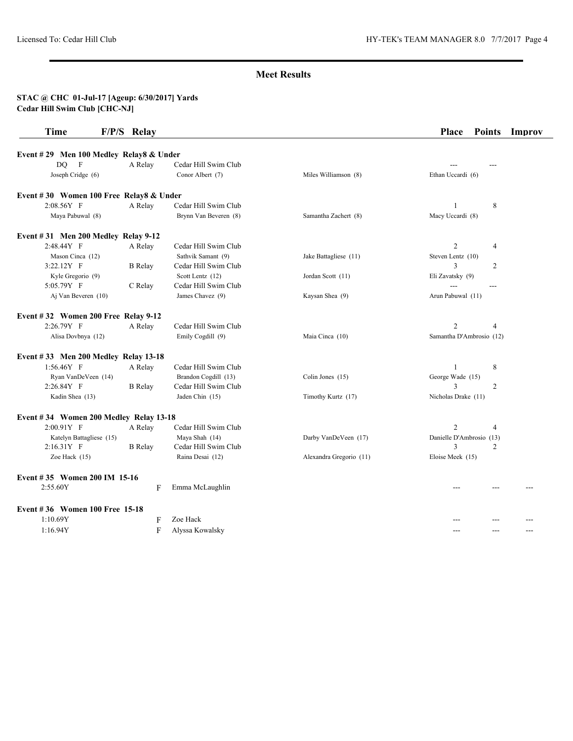## Meet Results

**STAC @ CHC 01-Jul-17 [Ageup: 6/30/2017] Yards**
**Cedar Hill Swim Club [CHC-NJ]**

| Time | F/P/S | Relay | | | Place | Points | Improv |
|---|---|---|---|---|---|---|---|
| **Event # 29 Men 100 Medley Relay8 & Under** | | | | | | | |
| DQ | F | A Relay | Cedar Hill Swim Club | | --- | --- | |
| Joseph Cridge (6) | | | Conor Albert (7) | Miles Williamson (8) | Ethan Uccardi (6) | | |
| **Event # 30 Women 100 Free Relay8 & Under** | | | | | | | |
| 2:08.56Y | F | A Relay | Cedar Hill Swim Club | | 1 | 8 | |
| Maya Pabuwal (8) | | | Brynn Van Beveren (8) | Samantha Zachert (8) | Macy Uccardi (8) | | |
| **Event # 31 Men 200 Medley Relay 9-12** | | | | | | | |
| 2:48.44Y | F | A Relay | Cedar Hill Swim Club | | 2 | 4 | |
| Mason Cinca (12) | | | Sathvik Samant (9) | Jake Battagliese (11) | Steven Lentz (10) | | |
| 3:22.12Y | F | B Relay | Cedar Hill Swim Club | | 3 | 2 | |
| Kyle Gregorio (9) | | | Scott Lentz (12) | Jordan Scott (11) | Eli Zavatsky (9) | | |
| 5:05.79Y | F | C Relay | Cedar Hill Swim Club | | --- | --- | |
| Aj Van Beveren (10) | | | James Chavez (9) | Kaysan Shea (9) | Arun Pabuwal (11) | | |
| **Event # 32 Women 200 Free Relay 9-12** | | | | | | | |
| 2:26.79Y | F | A Relay | Cedar Hill Swim Club | | 2 | 4 | |
| Alisa Dovbnya (12) | | | Emily Cogdill (9) | Maia Cinca (10) | Samantha D'Ambrosio (12) | | |
| **Event # 33 Men 200 Medley Relay 13-18** | | | | | | | |
| 1:56.46Y | F | A Relay | Cedar Hill Swim Club | | 1 | 8 | |
| Ryan VanDeVeen (14) | | | Brandon Cogdill (13) | Colin Jones (15) | George Wade (15) | | |
| 2:26.84Y | F | B Relay | Cedar Hill Swim Club | | 3 | 2 | |
| Kadin Shea (13) | | | Jaden Chin (15) | Timothy Kurtz (17) | Nicholas Drake (11) | | |
| **Event # 34 Women 200 Medley Relay 13-18** | | | | | | | |
| 2:00.91Y | F | A Relay | Cedar Hill Swim Club | | 2 | 4 | |
| Katelyn Battagliese (15) | | | Maya Shah (14) | Darby VanDeVeen (17) | Danielle D'Ambrosio (13) | | |
| 2:16.31Y | F | B Relay | Cedar Hill Swim Club | | 3 | 2 | |
| Zoe Hack (15) | | | Raina Desai (12) | Alexandra Gregorio (11) | Eloise Meek (15) | | |
| **Event # 35 Women 200 IM 15-16** | | | | | | | |
| 2:55.60Y | F | | Emma McLaughlin | | --- | --- | --- |
| **Event # 36 Women 100 Free 15-18** | | | | | | | |
| 1:10.69Y | F | | Zoe Hack | | --- | --- | --- |
| 1:16.94Y | F | | Alyssa Kowalsky | | --- | --- | --- |